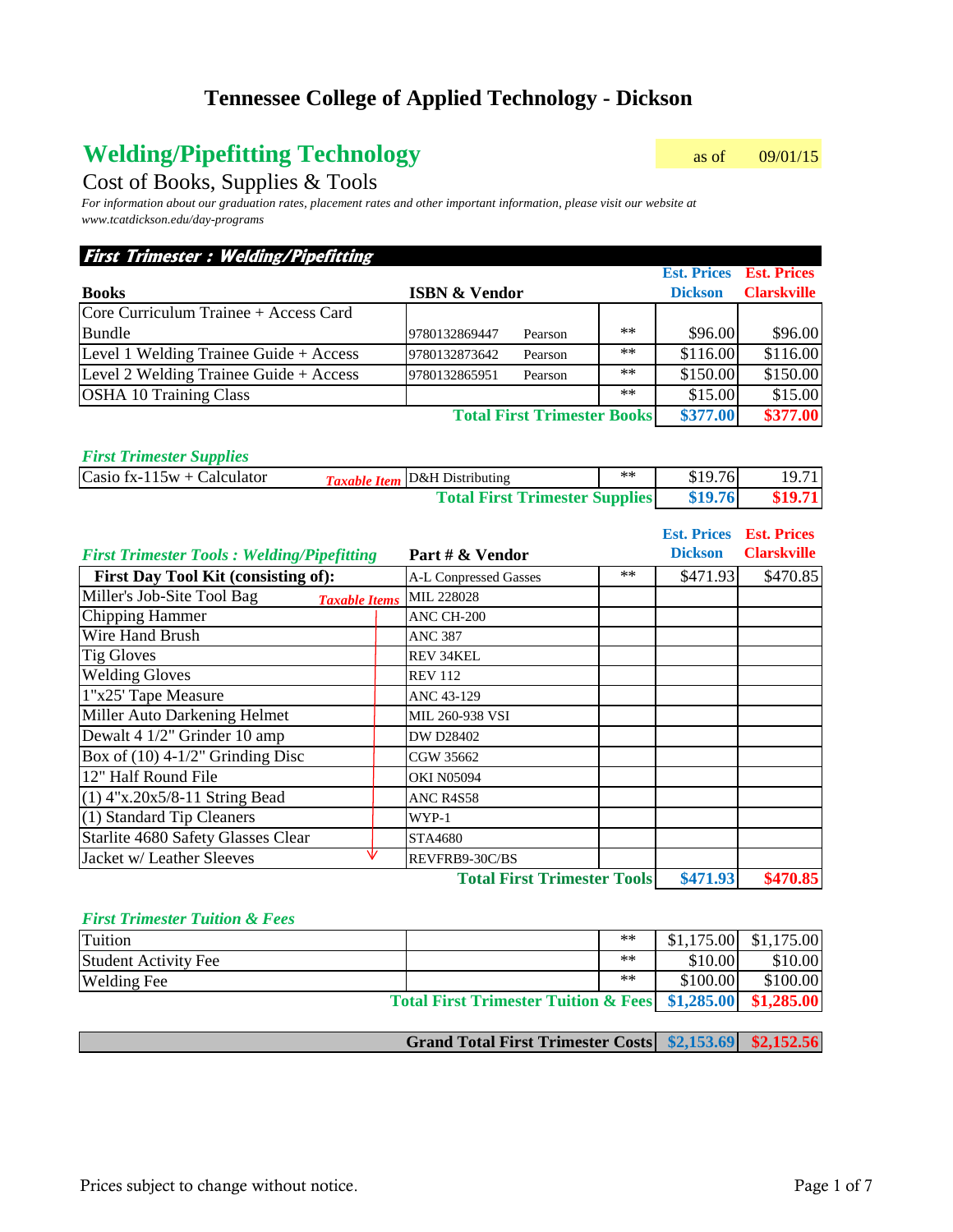# Tennessee College of Applied Technology - Dickson

## Welding/Pipefitting Technology

as of 09/01/15

### Cost of Books, Supplies & Tools

*For information about our graduation rates, placement rates and other important information, please visit our website at www.tcatdickson.edu/day-programs*

### First Trimester : Welding/Pipefitting

| Books | ISBN & Vendor | | | Est. Prices Dickson | Est. Prices Clarksville |
|---|---|---|---|---|---|
| Core Curriculum Trainee + Access Card Bundle | 9780132869447 | Pearson | ** | $96.00 | $96.00 |
| Level 1 Welding Trainee Guide + Access | 9780132873642 | Pearson | ** | $116.00 | $116.00 |
| Level 2 Welding Trainee Guide + Access | 9780132865951 | Pearson | ** | $150.00 | $150.00 |
| OSHA 10 Training Class | | | ** | $15.00 | $15.00 |
| | | | **Total First Trimester Books** | **$377.00** | **$377.00** |

*First Trimester Supplies*

| Item | | Vendor | | Dickson | Clarksville |
|---|---|---|---|---|---|
| Casio fx-115w + Calculator | *Taxable Item* | D&H Distributing | ** | $19.76 | 19.71 |
| | | | **Total First Trimester Supplies** | **$19.76** | **$19.71** |

| *First Trimester Tools : Welding/Pipefitting* | | Part # & Vendor | | Est. Prices Dickson | Est. Prices Clarksville |
|---|---|---|---|---|---|
| **First Day Tool Kit (consisting of):** | | A-L Conpressed Gasses | ** | $471.93 | $470.85 |
| Miller's Job-Site Tool Bag | *Taxable Items* | MIL 228028 | | | |
| Chipping Hammer | | ANC CH-200 | | | |
| Wire Hand Brush | | ANC 387 | | | |
| Tig Gloves | | REV 34KEL | | | |
| Welding Gloves | | REV 112 | | | |
| 1"x25' Tape Measure | | ANC 43-129 | | | |
| Miller Auto Darkening Helmet | | MIL 260-938 VSI | | | |
| Dewalt 4 1/2" Grinder 10 amp | | DW D28402 | | | |
| Box of (10) 4-1/2" Grinding Disc | | CGW 35662 | | | |
| 12" Half Round File | | OKI N05094 | | | |
| (1) 4"x.20x5/8-11 String Bead | | ANC R4S58 | | | |
| (1) Standard Tip Cleaners | | WYP-1 | | | |
| Starlite 4680 Safety Glasses Clear | | STA4680 | | | |
| Jacket w/ Leather Sleeves | | REVFRB9-30C/BS | | | |
| | | | **Total First Trimester Tools** | **$471.93** | **$470.85** |

*First Trimester Tuition & Fees*

| Item | | | Dickson | Clarksville |
|---|---|---|---|---|
| Tuition | | ** | $1,175.00 | $1,175.00 |
| Student Activity Fee | | ** | $10.00 | $10.00 |
| Welding Fee | | ** | $100.00 | $100.00 |
| | | **Total First Trimester Tuition & Fees** | **$1,285.00** | **$1,285.00** |

| | Dickson | Clarksville |
|---|---|---|
| **Grand Total First Trimester Costs** | **$2,153.69** | **$2,152.56** |

Prices subject to change without notice.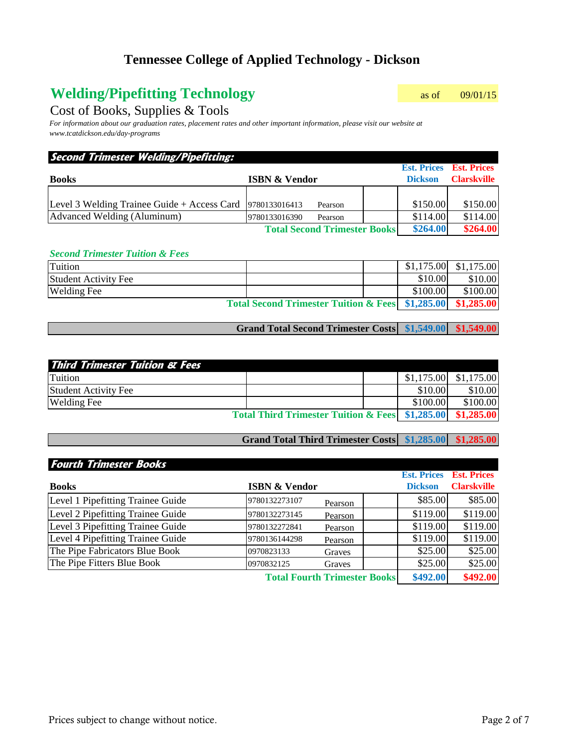# Tennessee College of Applied Technology - Dickson

## Welding/Pipefitting Technology

as of 09/01/15

Cost of Books, Supplies & Tools

*For information about our graduation rates, placement rates and other important information, please visit our website at www.tcatdickson.edu/day-programs*

### Second Trimester Welding/Pipefitting:

| Books | ISBN & Vendor | | | Est. Prices Dickson | Est. Prices Clarskville |
|---|---|---|---|---|---|
| Level 3 Welding Trainee Guide + Access Card | 9780133016413 | Pearson | | $150.00 | $150.00 |
| Advanced Welding (Aluminum) | 9780133016390 | Pearson | | $114.00 | $114.00 |
| | | | **Total Second Trimester Books** | **$264.00** | **$264.00** |

### *Second Trimester Tuition & Fees*

| Item | | | | Est. Prices Dickson | Est. Prices Clarskville |
|---|---|---|---|---|---|
| Tuition | | | | $1,175.00 | $1,175.00 |
| Student Activity Fee | | | | $10.00 | $10.00 |
| Welding Fee | | | | $100.00 | $100.00 |
| | | | **Total Second Trimester Tuition & Fees** | **$1,285.00** | **$1,285.00** |
| | | | **Grand Total Second Trimester Costs** | **$1,549.00** | **$1,549.00** |

### Third Trimester Tuition & Fees

| Item | | | | Est. Prices Dickson | Est. Prices Clarskville |
|---|---|---|---|---|---|
| Tuition | | | | $1,175.00 | $1,175.00 |
| Student Activity Fee | | | | $10.00 | $10.00 |
| Welding Fee | | | | $100.00 | $100.00 |
| | | | **Total Third Trimester Tuition & Fees** | **$1,285.00** | **$1,285.00** |
| | | | **Grand Total Third Trimester Costs** | **$1,285.00** | **$1,285.00** |

### Fourth Trimester Books

| Books | ISBN & Vendor | | | Est. Prices Dickson | Est. Prices Clarskville |
|---|---|---|---|---|---|
| Level 1 Pipefitting Trainee Guide | 9780132273107 | Pearson | | $85.00 | $85.00 |
| Level 2 Pipefitting Trainee Guide | 9780132273145 | Pearson | | $119.00 | $119.00 |
| Level 3 Pipefitting Trainee Guide | 9780132272841 | Pearson | | $119.00 | $119.00 |
| Level 4 Pipefitting Trainee Guide | 9780136144298 | Pearson | | $119.00 | $119.00 |
| The Pipe Fabricators Blue Book | 0970823133 | Graves | | $25.00 | $25.00 |
| The Pipe Fitters Blue Book | 0970832125 | Graves | | $25.00 | $25.00 |
| | | | **Total Fourth Trimester Books** | **$492.00** | **$492.00** |

Prices subject to change without notice.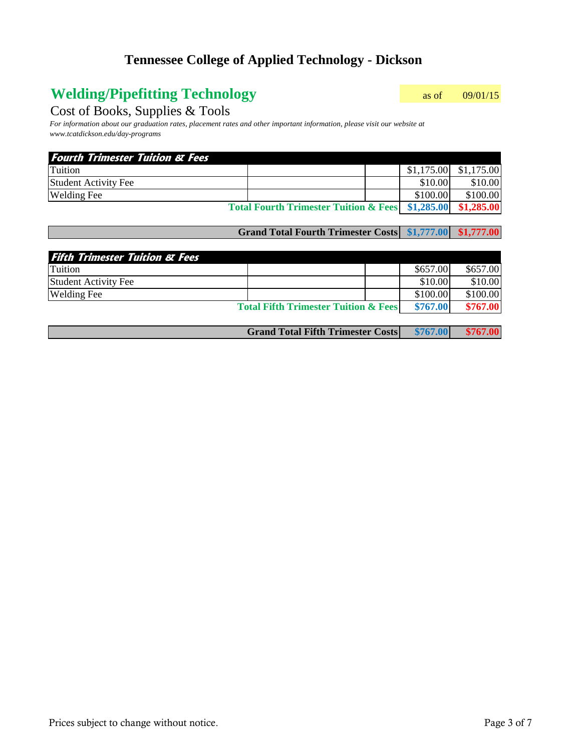# Tennessee College of Applied Technology - Dickson

## Welding/Pipefitting Technology

as of 09/01/15

Cost of Books, Supplies & Tools

*For information about our graduation rates, placement rates and other important information, please visit our website at www.tcatdickson.edu/day-programs*

| ***Fourth Trimester Tuition & Fees*** | | | | |
|---|---|---|---|---|
| Tuition | | | $1,175.00 | $1,175.00 |
| Student Activity Fee | | | $10.00 | $10.00 |
| Welding Fee | | | $100.00 | $100.00 |
| | | **Total Fourth Trimester Tuition & Fees** | **$1,285.00** | **$1,285.00** |
| | | **Grand Total Fourth Trimester Costs** | **$1,777.00** | **$1,777.00** |

| ***Fifth Trimester Tuition & Fees*** | | | | |
|---|---|---|---|---|
| Tuition | | | $657.00 | $657.00 |
| Student Activity Fee | | | $10.00 | $10.00 |
| Welding Fee | | | $100.00 | $100.00 |
| | | **Total Fifth Trimester Tuition & Fees** | **$767.00** | **$767.00** |
| | | **Grand Total Fifth Trimester Costs** | **$767.00** | **$767.00** |

Prices subject to change without notice.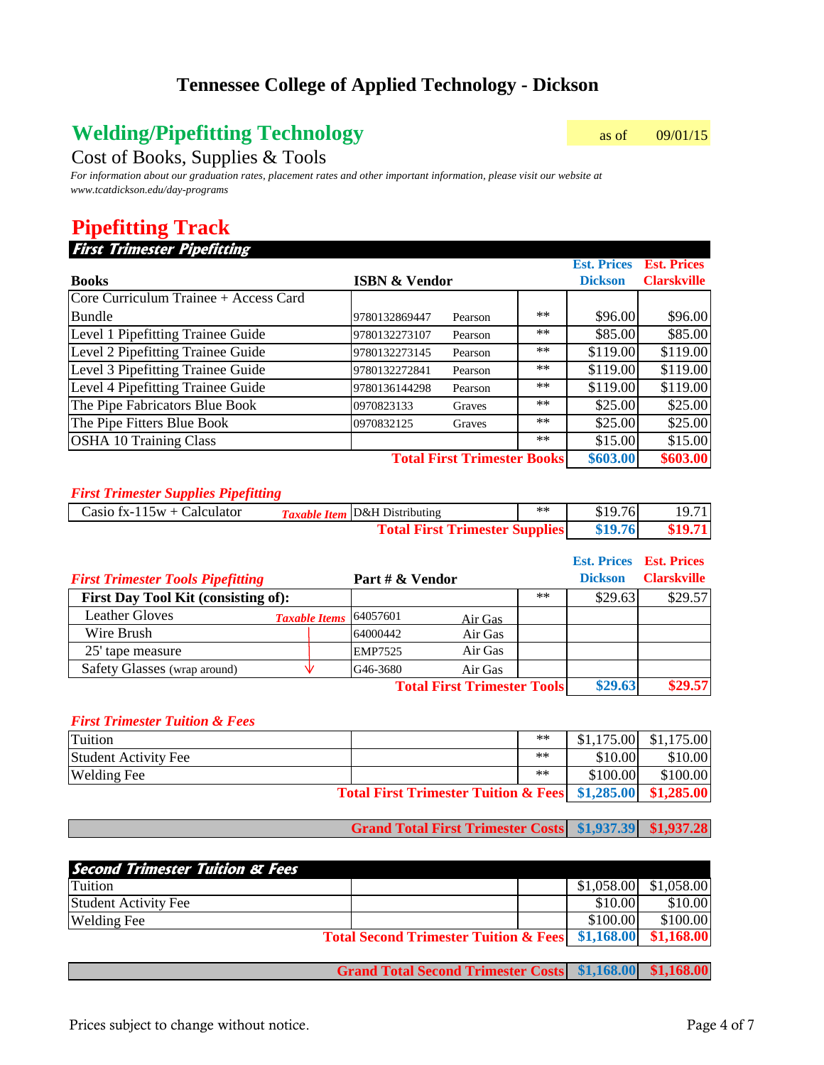# Tennessee College of Applied Technology - Dickson

## Welding/Pipefitting Technology

as of 09/01/15

Cost of Books, Supplies & Tools

*For information about our graduation rates, placement rates and other important information, please visit our website at www.tcatdickson.edu/day-programs*

## Pipefitting Track

### *First Trimester Pipefitting*

| Books | ISBN & Vendor | | | Est. Prices Dickson | Est. Prices Clarskville |
|---|---|---|---|---|---|
| Core Curriculum Trainee + Access Card Bundle | 9780132869447 | Pearson | ** | $96.00 | $96.00 |
| Level 1 Pipefitting Trainee Guide | 9780132273107 | Pearson | ** | $85.00 | $85.00 |
| Level 2 Pipefitting Trainee Guide | 9780132273145 | Pearson | ** | $119.00 | $119.00 |
| Level 3 Pipefitting Trainee Guide | 9780132272841 | Pearson | ** | $119.00 | $119.00 |
| Level 4 Pipefitting Trainee Guide | 9780136144298 | Pearson | ** | $119.00 | $119.00 |
| The Pipe Fabricators Blue Book | 0970823133 | Graves | ** | $25.00 | $25.00 |
| The Pipe Fitters Blue Book | 0970832125 | Graves | ** | $25.00 | $25.00 |
| OSHA 10 Training Class | | | ** | $15.00 | $15.00 |
| | | | **Total First Trimester Books** | **$603.00** | **$603.00** |

### *First Trimester Supplies Pipefitting*

| Item | | Vendor | | Est. Prices Dickson | Est. Prices Clarskville |
|---|---|---|---|---|---|
| Casio fx-115w + Calculator | *Taxable Item* | D&H Distributing | ** | $19.76 | 19.71 |
| | | | **Total First Trimester Supplies** | **$19.76** | **$19.71** |

### *First Trimester Tools Pipefitting*

| Item | | Part # & Vendor | | | Est. Prices Dickson | Est. Prices Clarskville |
|---|---|---|---|---|---|---|
| **First Day Tool Kit (consisting of):** | | | | ** | $29.63 | $29.57 |
| Leather Gloves | *Taxable Items* | 64057601 | Air Gas | | | |
| Wire Brush | | 64000442 | Air Gas | | | |
| 25' tape measure | | EMP7525 | Air Gas | | | |
| Safety Glasses (wrap around) | | G46-3680 | Air Gas | | | |
| | | | | **Total First Trimester Tools** | **$29.63** | **$29.57** |

### *First Trimester Tuition & Fees*

| Item | | | Est. Prices Dickson | Est. Prices Clarskville |
|---|---|---|---|---|
| Tuition | | ** | $1,175.00 | $1,175.00 |
| Student Activity Fee | | ** | $10.00 | $10.00 |
| Welding Fee | | ** | $100.00 | $100.00 |
| | | **Total First Trimester Tuition & Fees** | **$1,285.00** | **$1,285.00** |
| | | **Grand Total First Trimester Costs** | **$1,937.39** | **$1,937.28** |

### *Second Trimester Tuition & Fees*

| Item | | | Est. Prices Dickson | Est. Prices Clarskville |
|---|---|---|---|---|
| Tuition | | | $1,058.00 | $1,058.00 |
| Student Activity Fee | | | $10.00 | $10.00 |
| Welding Fee | | | $100.00 | $100.00 |
| | | **Total Second Trimester Tuition & Fees** | **$1,168.00** | **$1,168.00** |
| | | **Grand Total Second Trimester Costs** | **$1,168.00** | **$1,168.00** |

Prices subject to change without notice.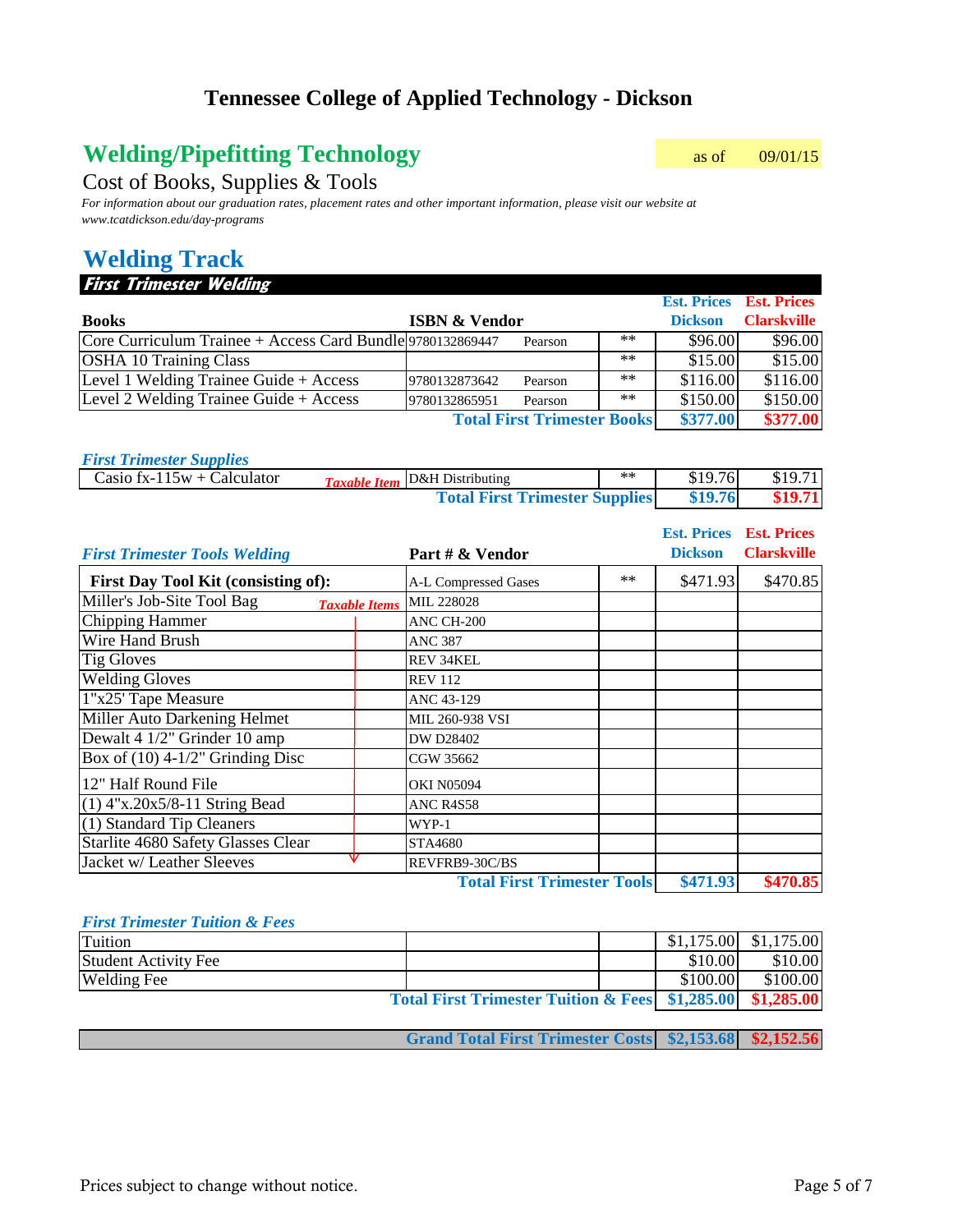# Tennessee College of Applied Technology - Dickson

## Welding/Pipefitting Technology

as of 09/01/15

Cost of Books, Supplies & Tools

*For information about our graduation rates, placement rates and other important information, please visit our website at www.tcatdickson.edu/day-programs*

## Welding Track

### First Trimester Welding

| Books | ISBN & Vendor | | | Est. Prices Dickson | Est. Prices Clarksville |
|---|---|---|---|---|---|
| Core Curriculum Trainee + Access Card Bundle | 9780132869447 | Pearson | ** | $96.00 | $96.00 |
| OSHA 10 Training Class | | | ** | $15.00 | $15.00 |
| Level 1 Welding Trainee Guide + Access | 9780132873642 | Pearson | ** | $116.00 | $116.00 |
| Level 2 Welding Trainee Guide + Access | 9780132865951 | Pearson | ** | $150.00 | $150.00 |
| | | **Total First Trimester Books** | | **$377.00** | **$377.00** |

*First Trimester Supplies*

| Item | | Vendor | | Est. Prices Dickson | Est. Prices Clarksville |
|---|---|---|---|---|---|
| Casio fx-115w + Calculator | *Taxable Item* | D&H Distributing | ** | $19.76 | $19.71 |
| | | **Total First Trimester Supplies** | | **$19.76** | **$19.71** |

| *First Trimester Tools Welding* | | Part # & Vendor | | Est. Prices Dickson | Est. Prices Clarksville |
|---|---|---|---|---|---|
| **First Day Tool Kit (consisting of):** | | A-L Compressed Gases | ** | $471.93 | $470.85 |
| Miller's Job-Site Tool Bag | *Taxable Items* | MIL 228028 | | | |
| Chipping Hammer | | ANC CH-200 | | | |
| Wire Hand Brush | | ANC 387 | | | |
| Tig Gloves | | REV 34KEL | | | |
| Welding Gloves | | REV 112 | | | |
| 1"x25' Tape Measure | | ANC 43-129 | | | |
| Miller Auto Darkening Helmet | | MIL 260-938 VSI | | | |
| Dewalt 4 1/2" Grinder 10 amp | | DW D28402 | | | |
| Box of (10) 4-1/2" Grinding Disc | | CGW 35662 | | | |
| 12" Half Round File | | OKI N05094 | | | |
| (1) 4"x.20x5/8-11 String Bead | | ANC R4S58 | | | |
| (1) Standard Tip Cleaners | | WYP-1 | | | |
| Starlite 4680 Safety Glasses Clear | | STA4680 | | | |
| Jacket w/ Leather Sleeves | | REVFRB9-30C/BS | | | |
| | | **Total First Trimester Tools** | | **$471.93** | **$470.85** |

*First Trimester Tuition & Fees*

| Item | | | Est. Prices Dickson | Est. Prices Clarksville |
|---|---|---|---|---|
| Tuition | | | $1,175.00 | $1,175.00 |
| Student Activity Fee | | | $10.00 | $10.00 |
| Welding Fee | | | $100.00 | $100.00 |
| | **Total First Trimester Tuition & Fees** | | **$1,285.00** | **$1,285.00** |
| | **Grand Total First Trimester Costs** | | **$2,153.68** | **$2,152.56** |

Prices subject to change without notice.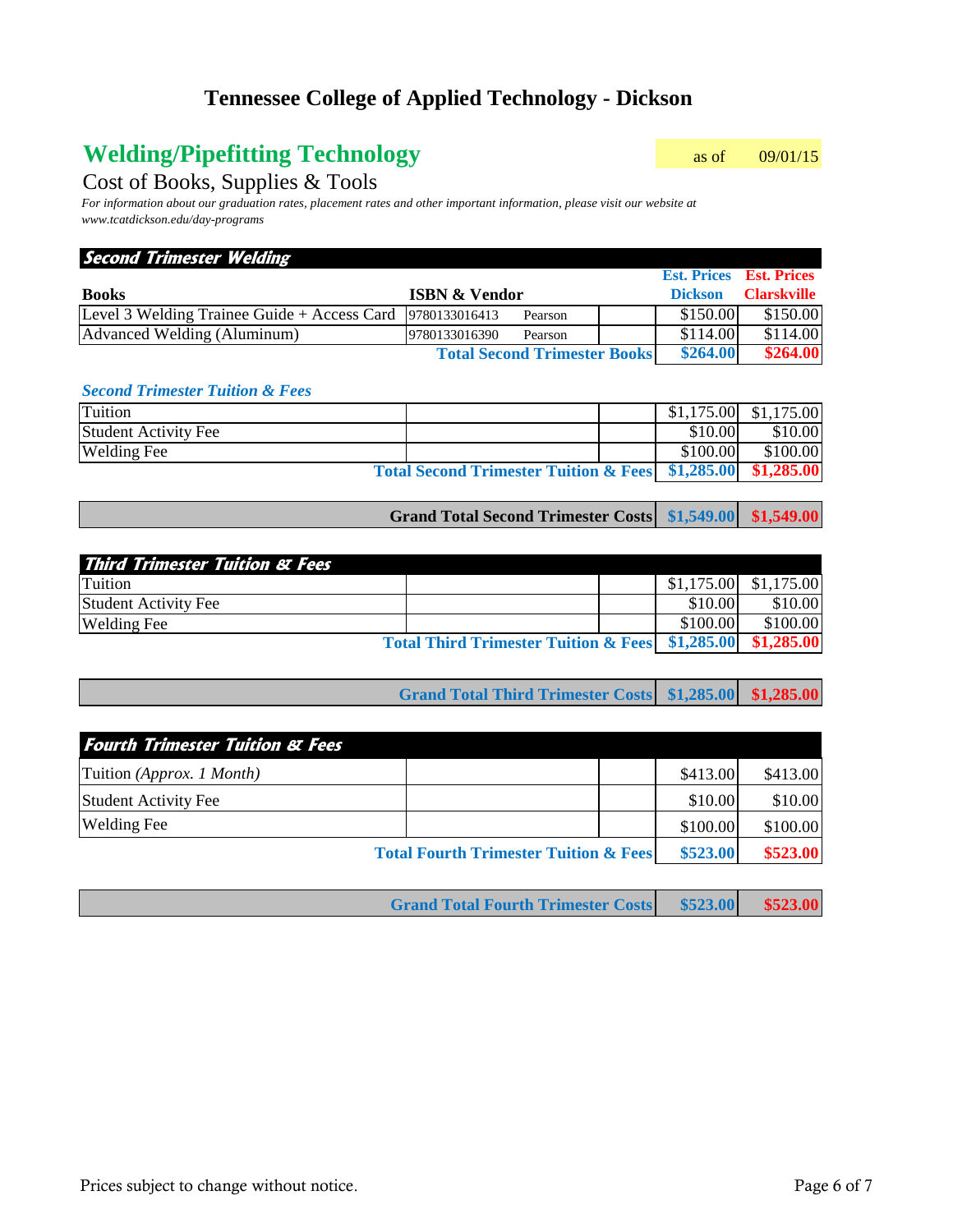# Tennessee College of Applied Technology - Dickson

## Welding/Pipefitting Technology

as of 09/01/15

Cost of Books, Supplies & Tools

*For information about our graduation rates, placement rates and other important information, please visit our website at www.tcatdickson.edu/day-programs*

### Second Trimester Welding

| Books | ISBN & Vendor | | | Est. Prices Dickson | Est. Prices Clarskville |
|---|---|---|---|---|---|
| Level 3 Welding Trainee Guide + Access Card | 9780133016413 | Pearson | | $150.00 | $150.00 |
| Advanced Welding (Aluminum) | 9780133016390 | Pearson | | $114.00 | $114.00 |
| | | | **Total Second Trimester Books** | **$264.00** | **$264.00** |

*Second Trimester Tuition & Fees*

| | | | | | |
|---|---|---|---|---|---|
| Tuition | | | | $1,175.00 | $1,175.00 |
| Student Activity Fee | | | | $10.00 | $10.00 |
| Welding Fee | | | | $100.00 | $100.00 |
| | | | **Total Second Trimester Tuition & Fees** | **$1,285.00** | **$1,285.00** |
| | | | **Grand Total Second Trimester Costs** | **$1,549.00** | **$1,549.00** |

### Third Trimester Tuition & Fees

| | | | | | |
|---|---|---|---|---|---|
| Tuition | | | | $1,175.00 | $1,175.00 |
| Student Activity Fee | | | | $10.00 | $10.00 |
| Welding Fee | | | | $100.00 | $100.00 |
| | | | **Total Third Trimester Tuition & Fees** | **$1,285.00** | **$1,285.00** |
| | | | **Grand Total Third Trimester Costs** | **$1,285.00** | **$1,285.00** |

### Fourth Trimester Tuition & Fees

| | | | | | |
|---|---|---|---|---|---|
| Tuition *(Approx. 1 Month)* | | | | $413.00 | $413.00 |
| Student Activity Fee | | | | $10.00 | $10.00 |
| Welding Fee | | | | $100.00 | $100.00 |
| | | | **Total Fourth Trimester Tuition & Fees** | **$523.00** | **$523.00** |
| | | | **Grand Total Fourth Trimester Costs** | **$523.00** | **$523.00** |

Prices subject to change without notice.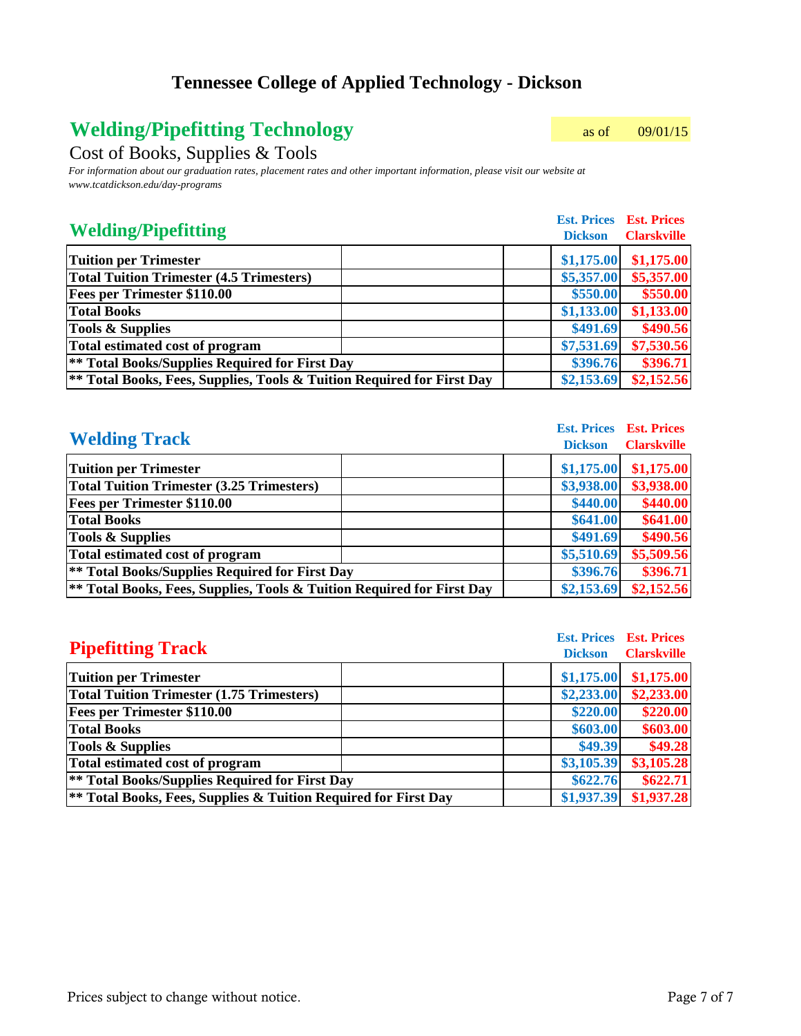# Tennessee College of Applied Technology - Dickson

## Welding/Pipefitting Technology

as of 09/01/15

Cost of Books, Supplies & Tools

*For information about our graduation rates, placement rates and other important information, please visit our website at www.tcatdickson.edu/day-programs*

### Welding/Pipefitting

| | Est. Prices Dickson | Est. Prices Clarskville |
|---|---|---|
| **Tuition per Trimester** | $1,175.00 | $1,175.00 |
| **Total Tuition Trimester (4.5 Trimesters)** | $5,357.00 | $5,357.00 |
| **Fees per Trimester $110.00** | $550.00 | $550.00 |
| **Total Books** | $1,133.00 | $1,133.00 |
| **Tools & Supplies** | $491.69 | $490.56 |
| **Total estimated cost of program** | $7,531.69 | $7,530.56 |
| **\*\* Total Books/Supplies Required for First Day** | $396.76 | $396.71 |
| **\*\* Total Books, Fees, Supplies, Tools & Tuition Required for First Day** | $2,153.69 | $2,152.56 |

### Welding Track

| | Est. Prices Dickson | Est. Prices Clarskville |
|---|---|---|
| **Tuition per Trimester** | $1,175.00 | $1,175.00 |
| **Total Tuition Trimester (3.25 Trimesters)** | $3,938.00 | $3,938.00 |
| **Fees per Trimester $110.00** | $440.00 | $440.00 |
| **Total Books** | $641.00 | $641.00 |
| **Tools & Supplies** | $491.69 | $490.56 |
| **Total estimated cost of program** | $5,510.69 | $5,509.56 |
| **\*\* Total Books/Supplies Required for First Day** | $396.76 | $396.71 |
| **\*\* Total Books, Fees, Supplies, Tools & Tuition Required for First Day** | $2,153.69 | $2,152.56 |

### Pipefitting Track

| | Est. Prices Dickson | Est. Prices Clarskville |
|---|---|---|
| **Tuition per Trimester** | $1,175.00 | $1,175.00 |
| **Total Tuition Trimester (1.75 Trimesters)** | $2,233.00 | $2,233.00 |
| **Fees per Trimester $110.00** | $220.00 | $220.00 |
| **Total Books** | $603.00 | $603.00 |
| **Tools & Supplies** | $49.39 | $49.28 |
| **Total estimated cost of program** | $3,105.39 | $3,105.28 |
| **\*\* Total Books/Supplies Required for First Day** | $622.76 | $622.71 |
| **\*\* Total Books, Fees, Supplies & Tuition Required for First Day** | $1,937.39 | $1,937.28 |

Prices subject to change without notice.